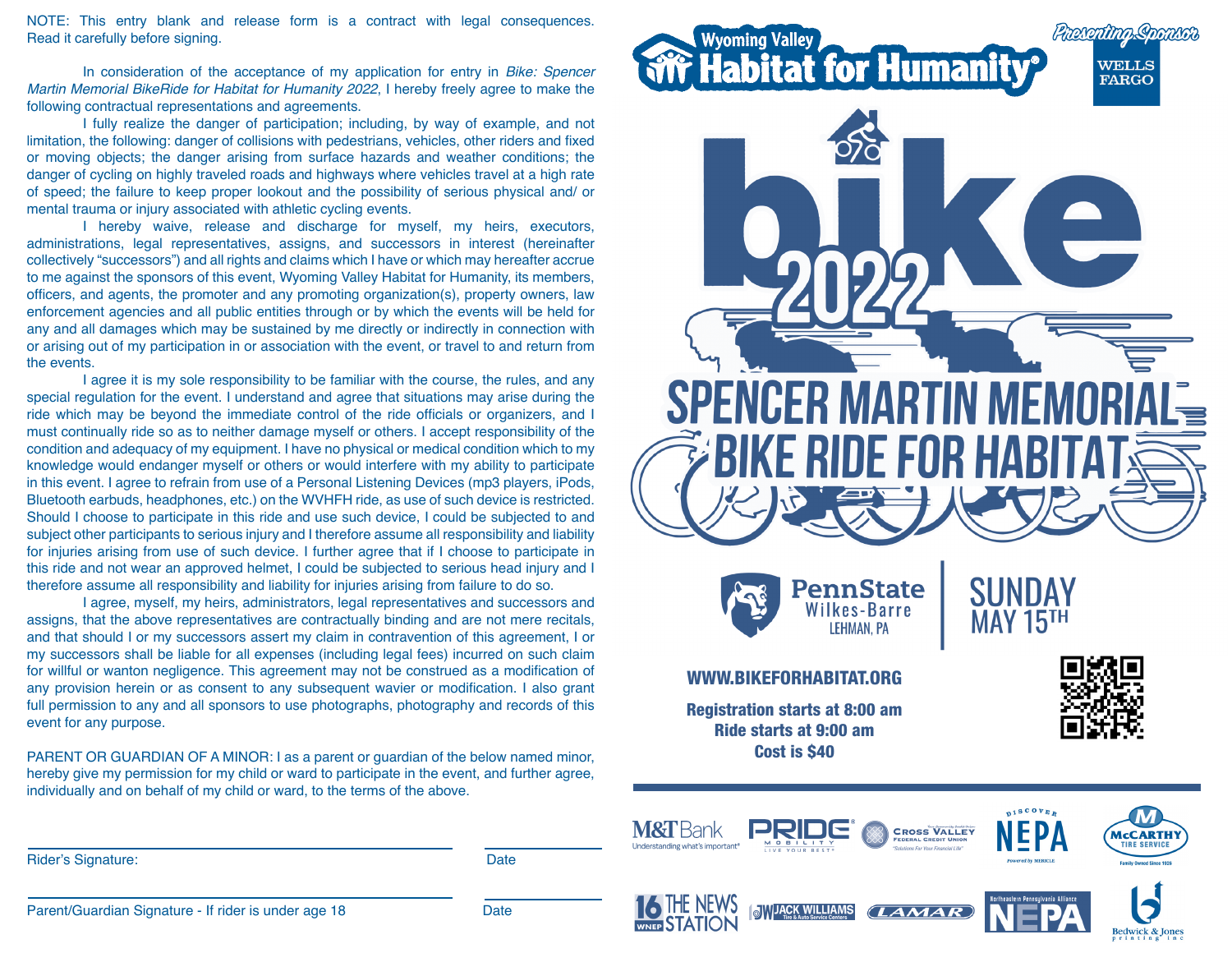NOTE: This entry blank and release form is a contract with legal consequences. Read it carefully before signing.

In consideration of the acceptance of my application for entry in *Bike: Spencer Martin Memorial BikeRide for Habitat for Humanity 2022*, I hereby freely agree to make the following contractual representations and agreements.

I fully realize the danger of participation; including, by way of example, and not limitation, the following: danger of collisions with pedestrians, vehicles, other riders and fixed or moving objects; the danger arising from surface hazards and weather conditions; the danger of cycling on highly traveled roads and highways where vehicles travel at a high rate of speed; the failure to keep proper lookout and the possibility of serious physical and/ or mental trauma or injury associated with athletic cycling events.

I hereby waive, release and discharge for myself, my heirs, executors, administrations, legal representatives, assigns, and successors in interest (hereinafter collectively "successors") and all rights and claims which I have or which may hereafter accrue to me against the sponsors of this event, Wyoming Valley Habitat for Humanity, its members, officers, and agents, the promoter and any promoting organization(s), property owners, law enforcement agencies and all public entities through or by which the events will be held for any and all damages which may be sustained by me directly or indirectly in connection with or arising out of my participation in or association with the event, or travel to and return from the events.

I agree it is my sole responsibility to be familiar with the course, the rules, and any special regulation for the event. I understand and agree that situations may arise during the ride which may be beyond the immediate control of the ride officials or organizers, and I must continually ride so as to neither damage myself or others. I accept responsibility of the condition and adequacy of my equipment. I have no physical or medical condition which to my knowledge would endanger myself or others or would interfere with my ability to participate in this event. I agree to refrain from use of a Personal Listening Devices (mp3 players, iPods, Bluetooth earbuds, headphones, etc.) on the WVHFH ride, as use of such device is restricted. Should I choose to participate in this ride and use such device, I could be subjected to and subject other participants to serious injury and I therefore assume all responsibility and liability for injuries arising from use of such device. I further agree that if I choose to participate in this ride and not wear an approved helmet, I could be subjected to serious head injury and I therefore assume all responsibility and liability for injuries arising from failure to do so.

I agree, myself, my heirs, administrators, legal representatives and successors and assigns, that the above representatives are contractually binding and are not mere recitals, and that should I or my successors assert my claim in contravention of this agreement, I or my successors shall be liable for all expenses (including legal fees) incurred on such claim for willful or wanton negligence. This agreement may not be construed as a modification of any provision herein or as consent to any subsequent wavier or modification. I also grant full permission to any and all sponsors to use photographs, photography and records of this event for any purpose.

PARENT OR GUARDIAN OF A MINOR: I as a parent or guardian of the below named minor, hereby give my permission for my child or ward to participate in the event, and further agree, individually and on behalf of my child or ward, to the terms of the above.

Rider's Signature: ______________________ Date ________

Parent/Guardian Signature - If rider is under age 18 ______________________ Date ________

# Wyoming Valley Habitat for Humanity

Presenting Sponsor: WELLS FARGO

# bike 2022

## SPENCER MARTIN MEMORIAL BIKE RIDE FOR HABITAT

PennState Wilkes-Barre, LEHMAN, PA

SUNDAY MAY 15TH

**WWW.BIKEFORHABITAT.ORG**

**Registration starts at 8:00 am**
**Ride starts at 9:00 am**
**Cost is $40**

Sponsors: M&T Bank (Understanding what's important), PRIDE Mobility (Live Your Best), Cross Valley Federal Credit Union ("Solutions For Your Financial Life"), Discover NEPA (Powered by MERICLE), McCarthy Tire Service (Family Owned Since 1926), 16 The News Station WNEP, Jack Williams Tire & Auto Service Centers, Lamar, Northeastern Pennsylvania Alliance NEPA, Bedwick & Jones Printing Inc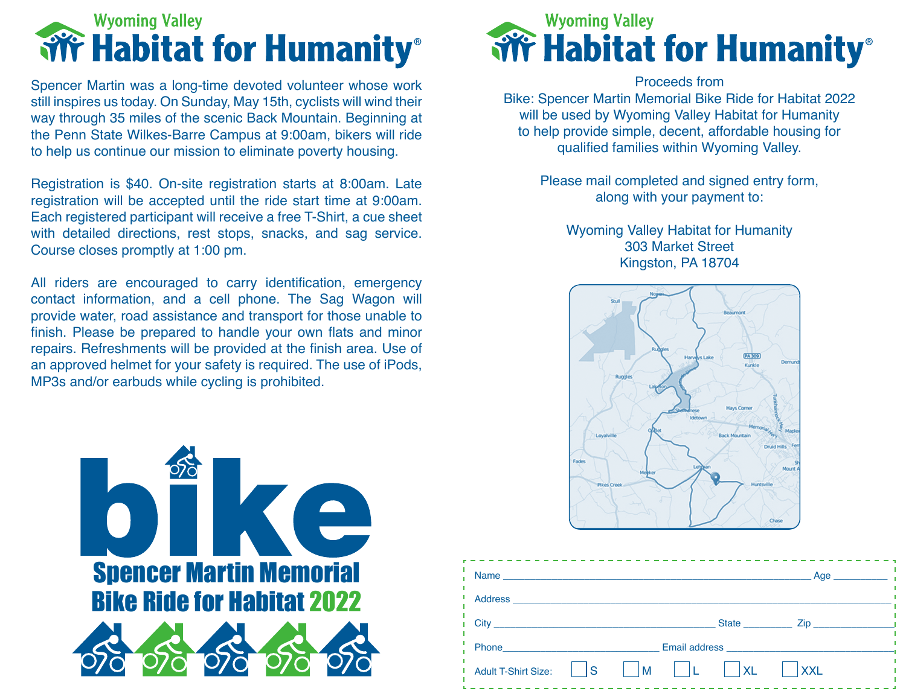# Wyoming Valley Habitat for Humanity®

Spencer Martin was a long-time devoted volunteer whose work still inspires us today. On Sunday, May 15th, cyclists will wind their way through 35 miles of the scenic Back Mountain. Beginning at the Penn State Wilkes-Barre Campus at 9:00am, bikers will ride to help us continue our mission to eliminate poverty housing.

Registration is $40. On-site registration starts at 8:00am. Late registration will be accepted until the ride start time at 9:00am. Each registered participant will receive a free T-Shirt, a cue sheet with detailed directions, rest stops, snacks, and sag service. Course closes promptly at 1:00 pm.

All riders are encouraged to carry identification, emergency contact information, and a cell phone. The Sag Wagon will provide water, road assistance and transport for those unable to finish. Please be prepared to handle your own flats and minor repairs. Refreshments will be provided at the finish area. Use of an approved helmet for your safety is required. The use of iPods, MP3s and/or earbuds while cycling is prohibited.

**bike**

**Spencer Martin Memorial Bike Ride for Habitat 2022**

# Wyoming Valley Habitat for Humanity®

Proceeds from
Bike: Spencer Martin Memorial Bike Ride for Habitat 2022
will be used by Wyoming Valley Habitat for Humanity
to help provide simple, decent, affordable housing for
qualified families within Wyoming Valley.

Please mail completed and signed entry form,
along with your payment to:

Wyoming Valley Habitat for Humanity
303 Market Street
Kingston, PA 18704

Noxen
Stull
Beaumont
Ruggles
Harveys Lake
PA 309
Kunkle
Demunds
Ruggles
Laketon
Shavertown
Idetown
Hays Corner
Loyalville
Outlet
Back Mountain
Memorial Hwy
Druid Hills
Fades
Meeker
Lehman
Pikes Creek
Huntsville
Chase
Tunkhannock Hwy
Mount A

Name ______________________ Age ________

Address ______________________

City ______________________ State ________ Zip ________

Phone ______________________ Email address ______________________

Adult T-Shirt Size: ☐ S ☐ M ☐ L ☐ XL ☐ XXL